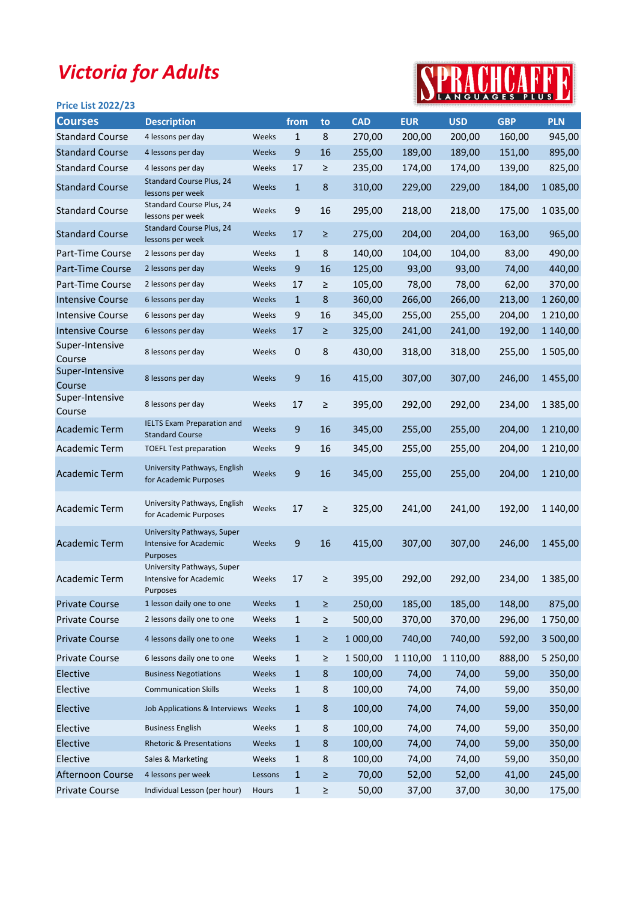# Victoria for Adults

SPRACHCAFFE LANGUAGES PLUS

Price List 2022/23

| Courses | Description | | from | to | CAD | EUR | USD | GBP | PLN |
|---|---|---|---|---|---|---|---|---|---|
| Standard Course | 4 lessons per day | Weeks | 1 | 8 | 270,00 | 200,00 | 200,00 | 160,00 | 945,00 |
| Standard Course | 4 lessons per day | Weeks | 9 | 16 | 255,00 | 189,00 | 189,00 | 151,00 | 895,00 |
| Standard Course | 4 lessons per day | Weeks | 17 | ≥ | 235,00 | 174,00 | 174,00 | 139,00 | 825,00 |
| Standard Course | Standard Course Plus, 24 lessons per week | Weeks | 1 | 8 | 310,00 | 229,00 | 229,00 | 184,00 | 1 085,00 |
| Standard Course | Standard Course Plus, 24 lessons per week | Weeks | 9 | 16 | 295,00 | 218,00 | 218,00 | 175,00 | 1 035,00 |
| Standard Course | Standard Course Plus, 24 lessons per week | Weeks | 17 | ≥ | 275,00 | 204,00 | 204,00 | 163,00 | 965,00 |
| Part-Time Course | 2 lessons per day | Weeks | 1 | 8 | 140,00 | 104,00 | 104,00 | 83,00 | 490,00 |
| Part-Time Course | 2 lessons per day | Weeks | 9 | 16 | 125,00 | 93,00 | 93,00 | 74,00 | 440,00 |
| Part-Time Course | 2 lessons per day | Weeks | 17 | ≥ | 105,00 | 78,00 | 78,00 | 62,00 | 370,00 |
| Intensive Course | 6 lessons per day | Weeks | 1 | 8 | 360,00 | 266,00 | 266,00 | 213,00 | 1 260,00 |
| Intensive Course | 6 lessons per day | Weeks | 9 | 16 | 345,00 | 255,00 | 255,00 | 204,00 | 1 210,00 |
| Intensive Course | 6 lessons per day | Weeks | 17 | ≥ | 325,00 | 241,00 | 241,00 | 192,00 | 1 140,00 |
| Super-Intensive Course | 8 lessons per day | Weeks | 0 | 8 | 430,00 | 318,00 | 318,00 | 255,00 | 1 505,00 |
| Super-Intensive Course | 8 lessons per day | Weeks | 9 | 16 | 415,00 | 307,00 | 307,00 | 246,00 | 1 455,00 |
| Super-Intensive Course | 8 lessons per day | Weeks | 17 | ≥ | 395,00 | 292,00 | 292,00 | 234,00 | 1 385,00 |
| Academic Term | IELTS Exam Preparation and Standard Course | Weeks | 9 | 16 | 345,00 | 255,00 | 255,00 | 204,00 | 1 210,00 |
| Academic Term | TOEFL Test preparation | Weeks | 9 | 16 | 345,00 | 255,00 | 255,00 | 204,00 | 1 210,00 |
| Academic Term | University Pathways, English for Academic Purposes | Weeks | 9 | 16 | 345,00 | 255,00 | 255,00 | 204,00 | 1 210,00 |
| Academic Term | University Pathways, English for Academic Purposes | Weeks | 17 | ≥ | 325,00 | 241,00 | 241,00 | 192,00 | 1 140,00 |
| Academic Term | University Pathways, Super Intensive for Academic Purposes | Weeks | 9 | 16 | 415,00 | 307,00 | 307,00 | 246,00 | 1 455,00 |
| Academic Term | University Pathways, Super Intensive for Academic Purposes | Weeks | 17 | ≥ | 395,00 | 292,00 | 292,00 | 234,00 | 1 385,00 |
| Private Course | 1 lesson daily one to one | Weeks | 1 | ≥ | 250,00 | 185,00 | 185,00 | 148,00 | 875,00 |
| Private Course | 2 lessons daily one to one | Weeks | 1 | ≥ | 500,00 | 370,00 | 370,00 | 296,00 | 1 750,00 |
| Private Course | 4 lessons daily one to one | Weeks | 1 | ≥ | 1 000,00 | 740,00 | 740,00 | 592,00 | 3 500,00 |
| Private Course | 6 lessons daily one to one | Weeks | 1 | ≥ | 1 500,00 | 1 110,00 | 1 110,00 | 888,00 | 5 250,00 |
| Elective | Business Negotiations | Weeks | 1 | 8 | 100,00 | 74,00 | 74,00 | 59,00 | 350,00 |
| Elective | Communication Skills | Weeks | 1 | 8 | 100,00 | 74,00 | 74,00 | 59,00 | 350,00 |
| Elective | Job Applications & Interviews | Weeks | 1 | 8 | 100,00 | 74,00 | 74,00 | 59,00 | 350,00 |
| Elective | Business English | Weeks | 1 | 8 | 100,00 | 74,00 | 74,00 | 59,00 | 350,00 |
| Elective | Rhetoric & Presentations | Weeks | 1 | 8 | 100,00 | 74,00 | 74,00 | 59,00 | 350,00 |
| Elective | Sales & Marketing | Weeks | 1 | 8 | 100,00 | 74,00 | 74,00 | 59,00 | 350,00 |
| Afternoon Course | 4 lessons per week | Lessons | 1 | ≥ | 70,00 | 52,00 | 52,00 | 41,00 | 245,00 |
| Private Course | Individual Lesson (per hour) | Hours | 1 | ≥ | 50,00 | 37,00 | 37,00 | 30,00 | 175,00 |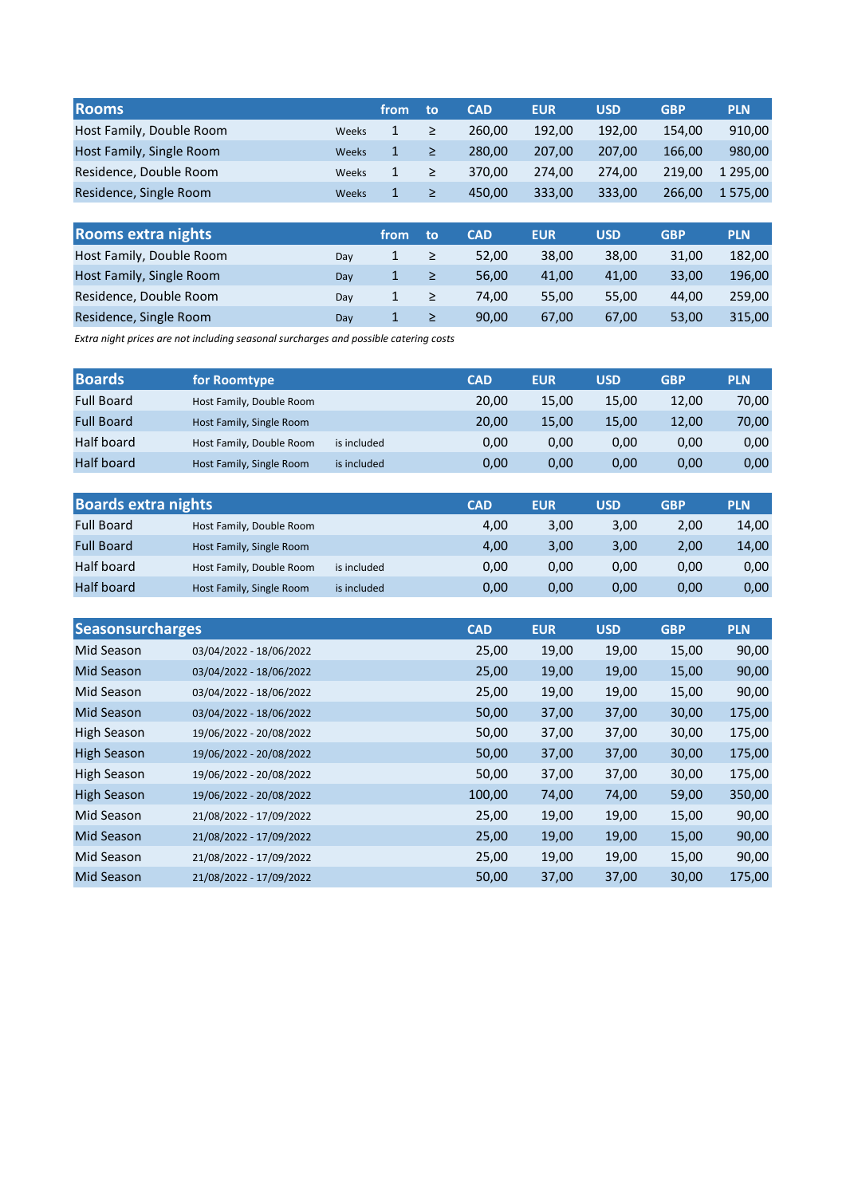| Rooms | | from | to | CAD | EUR | USD | GBP | PLN |
|---|---|---|---|---|---|---|---|---|
| Host Family, Double Room | Weeks | 1 | ≥ | 260,00 | 192,00 | 192,00 | 154,00 | 910,00 |
| Host Family, Single Room | Weeks | 1 | ≥ | 280,00 | 207,00 | 207,00 | 166,00 | 980,00 |
| Residence, Double Room | Weeks | 1 | ≥ | 370,00 | 274,00 | 274,00 | 219,00 | 1 295,00 |
| Residence, Single Room | Weeks | 1 | ≥ | 450,00 | 333,00 | 333,00 | 266,00 | 1 575,00 |

| Rooms extra nights | | from | to | CAD | EUR | USD | GBP | PLN |
|---|---|---|---|---|---|---|---|---|
| Host Family, Double Room | Day | 1 | ≥ | 52,00 | 38,00 | 38,00 | 31,00 | 182,00 |
| Host Family, Single Room | Day | 1 | ≥ | 56,00 | 41,00 | 41,00 | 33,00 | 196,00 |
| Residence, Double Room | Day | 1 | ≥ | 74,00 | 55,00 | 55,00 | 44,00 | 259,00 |
| Residence, Single Room | Day | 1 | ≥ | 90,00 | 67,00 | 67,00 | 53,00 | 315,00 |

*Extra night prices are not including seasonal surcharges and possible catering costs*

| Boards | for Roomtype | | CAD | EUR | USD | GBP | PLN |
|---|---|---|---|---|---|---|---|
| Full Board | Host Family, Double Room | | 20,00 | 15,00 | 15,00 | 12,00 | 70,00 |
| Full Board | Host Family, Single Room | | 20,00 | 15,00 | 15,00 | 12,00 | 70,00 |
| Half board | Host Family, Double Room | is included | 0,00 | 0,00 | 0,00 | 0,00 | 0,00 |
| Half board | Host Family, Single Room | is included | 0,00 | 0,00 | 0,00 | 0,00 | 0,00 |

| Boards extra nights | | | CAD | EUR | USD | GBP | PLN |
|---|---|---|---|---|---|---|---|
| Full Board | Host Family, Double Room | | 4,00 | 3,00 | 3,00 | 2,00 | 14,00 |
| Full Board | Host Family, Single Room | | 4,00 | 3,00 | 3,00 | 2,00 | 14,00 |
| Half board | Host Family, Double Room | is included | 0,00 | 0,00 | 0,00 | 0,00 | 0,00 |
| Half board | Host Family, Single Room | is included | 0,00 | 0,00 | 0,00 | 0,00 | 0,00 |

| Seasonsurcharges | | CAD | EUR | USD | GBP | PLN |
|---|---|---|---|---|---|---|
| Mid Season | 03/04/2022 - 18/06/2022 | 25,00 | 19,00 | 19,00 | 15,00 | 90,00 |
| Mid Season | 03/04/2022 - 18/06/2022 | 25,00 | 19,00 | 19,00 | 15,00 | 90,00 |
| Mid Season | 03/04/2022 - 18/06/2022 | 25,00 | 19,00 | 19,00 | 15,00 | 90,00 |
| Mid Season | 03/04/2022 - 18/06/2022 | 50,00 | 37,00 | 37,00 | 30,00 | 175,00 |
| High Season | 19/06/2022 - 20/08/2022 | 50,00 | 37,00 | 37,00 | 30,00 | 175,00 |
| High Season | 19/06/2022 - 20/08/2022 | 50,00 | 37,00 | 37,00 | 30,00 | 175,00 |
| High Season | 19/06/2022 - 20/08/2022 | 50,00 | 37,00 | 37,00 | 30,00 | 175,00 |
| High Season | 19/06/2022 - 20/08/2022 | 100,00 | 74,00 | 74,00 | 59,00 | 350,00 |
| Mid Season | 21/08/2022 - 17/09/2022 | 25,00 | 19,00 | 19,00 | 15,00 | 90,00 |
| Mid Season | 21/08/2022 - 17/09/2022 | 25,00 | 19,00 | 19,00 | 15,00 | 90,00 |
| Mid Season | 21/08/2022 - 17/09/2022 | 25,00 | 19,00 | 19,00 | 15,00 | 90,00 |
| Mid Season | 21/08/2022 - 17/09/2022 | 50,00 | 37,00 | 37,00 | 30,00 | 175,00 |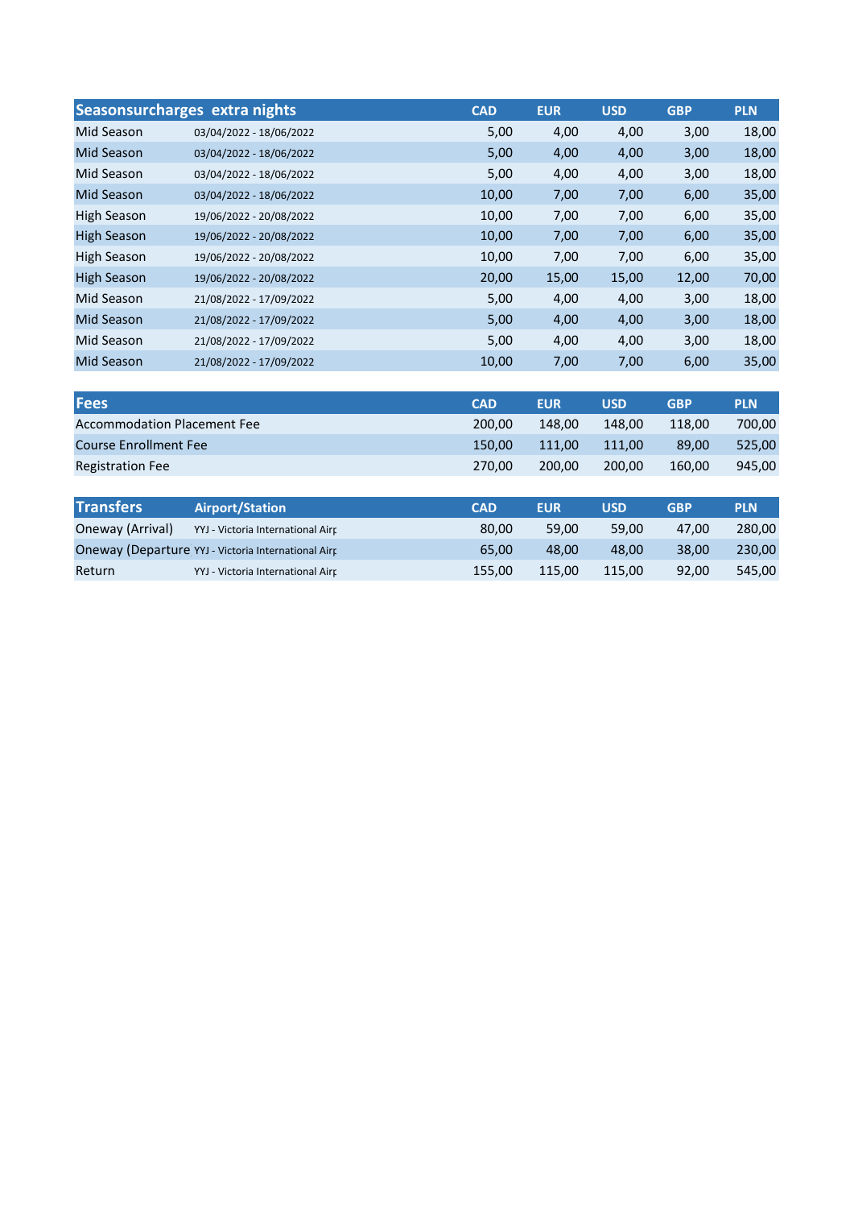| Seasonsurcharges extra nights | | CAD | EUR | USD | GBP | PLN |
|---|---|---|---|---|---|---|
| Mid Season | 03/04/2022 - 18/06/2022 | 5,00 | 4,00 | 4,00 | 3,00 | 18,00 |
| Mid Season | 03/04/2022 - 18/06/2022 | 5,00 | 4,00 | 4,00 | 3,00 | 18,00 |
| Mid Season | 03/04/2022 - 18/06/2022 | 5,00 | 4,00 | 4,00 | 3,00 | 18,00 |
| Mid Season | 03/04/2022 - 18/06/2022 | 10,00 | 7,00 | 7,00 | 6,00 | 35,00 |
| High Season | 19/06/2022 - 20/08/2022 | 10,00 | 7,00 | 7,00 | 6,00 | 35,00 |
| High Season | 19/06/2022 - 20/08/2022 | 10,00 | 7,00 | 7,00 | 6,00 | 35,00 |
| High Season | 19/06/2022 - 20/08/2022 | 10,00 | 7,00 | 7,00 | 6,00 | 35,00 |
| High Season | 19/06/2022 - 20/08/2022 | 20,00 | 15,00 | 15,00 | 12,00 | 70,00 |
| Mid Season | 21/08/2022 - 17/09/2022 | 5,00 | 4,00 | 4,00 | 3,00 | 18,00 |
| Mid Season | 21/08/2022 - 17/09/2022 | 5,00 | 4,00 | 4,00 | 3,00 | 18,00 |
| Mid Season | 21/08/2022 - 17/09/2022 | 5,00 | 4,00 | 4,00 | 3,00 | 18,00 |
| Mid Season | 21/08/2022 - 17/09/2022 | 10,00 | 7,00 | 7,00 | 6,00 | 35,00 |

| Fees | CAD | EUR | USD | GBP | PLN |
|---|---|---|---|---|---|
| Accommodation Placement Fee | 200,00 | 148,00 | 148,00 | 118,00 | 700,00 |
| Course Enrollment Fee | 150,00 | 111,00 | 111,00 | 89,00 | 525,00 |
| Registration Fee | 270,00 | 200,00 | 200,00 | 160,00 | 945,00 |

| Transfers | Airport/Station | CAD | EUR | USD | GBP | PLN |
|---|---|---|---|---|---|---|
| Oneway (Arrival) | YYJ - Victoria International Airp | 80,00 | 59,00 | 59,00 | 47,00 | 280,00 |
| Oneway (Departure | YYJ - Victoria International Airp | 65,00 | 48,00 | 48,00 | 38,00 | 230,00 |
| Return | YYJ - Victoria International Airp | 155,00 | 115,00 | 115,00 | 92,00 | 545,00 |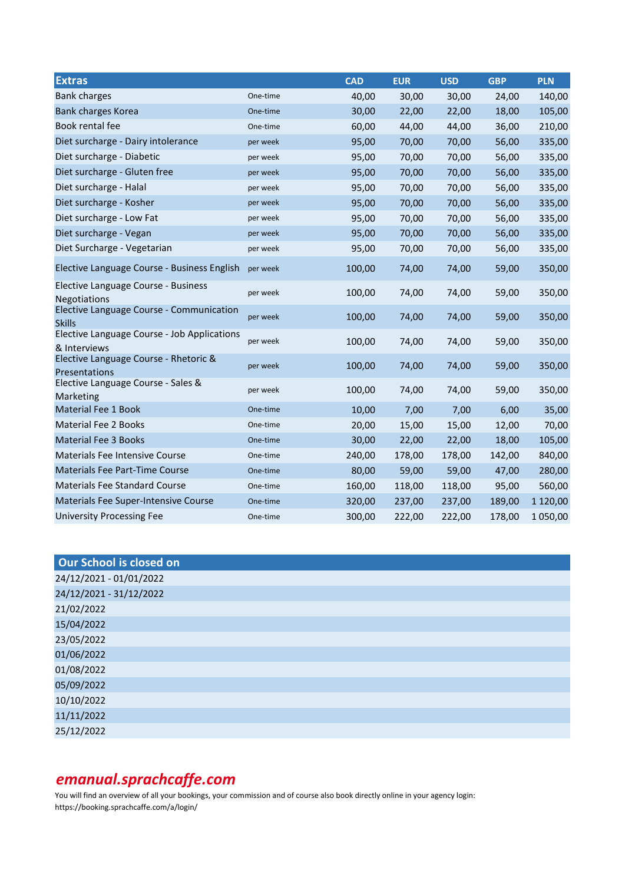| Extras | | CAD | EUR | USD | GBP | PLN |
|---|---|---|---|---|---|---|
| Bank charges | One-time | 40,00 | 30,00 | 30,00 | 24,00 | 140,00 |
| Bank charges Korea | One-time | 30,00 | 22,00 | 22,00 | 18,00 | 105,00 |
| Book rental fee | One-time | 60,00 | 44,00 | 44,00 | 36,00 | 210,00 |
| Diet surcharge - Dairy intolerance | per week | 95,00 | 70,00 | 70,00 | 56,00 | 335,00 |
| Diet surcharge - Diabetic | per week | 95,00 | 70,00 | 70,00 | 56,00 | 335,00 |
| Diet surcharge - Gluten free | per week | 95,00 | 70,00 | 70,00 | 56,00 | 335,00 |
| Diet surcharge - Halal | per week | 95,00 | 70,00 | 70,00 | 56,00 | 335,00 |
| Diet surcharge - Kosher | per week | 95,00 | 70,00 | 70,00 | 56,00 | 335,00 |
| Diet surcharge - Low Fat | per week | 95,00 | 70,00 | 70,00 | 56,00 | 335,00 |
| Diet surcharge - Vegan | per week | 95,00 | 70,00 | 70,00 | 56,00 | 335,00 |
| Diet Surcharge - Vegetarian | per week | 95,00 | 70,00 | 70,00 | 56,00 | 335,00 |
| Elective Language Course - Business English | per week | 100,00 | 74,00 | 74,00 | 59,00 | 350,00 |
| Elective Language Course - Business Negotiations | per week | 100,00 | 74,00 | 74,00 | 59,00 | 350,00 |
| Elective Language Course - Communication Skills | per week | 100,00 | 74,00 | 74,00 | 59,00 | 350,00 |
| Elective Language Course - Job Applications & Interviews | per week | 100,00 | 74,00 | 74,00 | 59,00 | 350,00 |
| Elective Language Course - Rhetoric & Presentations | per week | 100,00 | 74,00 | 74,00 | 59,00 | 350,00 |
| Elective Language Course - Sales & Marketing | per week | 100,00 | 74,00 | 74,00 | 59,00 | 350,00 |
| Material Fee 1 Book | One-time | 10,00 | 7,00 | 7,00 | 6,00 | 35,00 |
| Material Fee 2 Books | One-time | 20,00 | 15,00 | 15,00 | 12,00 | 70,00 |
| Material Fee 3 Books | One-time | 30,00 | 22,00 | 22,00 | 18,00 | 105,00 |
| Materials Fee Intensive Course | One-time | 240,00 | 178,00 | 178,00 | 142,00 | 840,00 |
| Materials Fee Part-Time Course | One-time | 80,00 | 59,00 | 59,00 | 47,00 | 280,00 |
| Materials Fee Standard Course | One-time | 160,00 | 118,00 | 118,00 | 95,00 | 560,00 |
| Materials Fee Super-Intensive Course | One-time | 320,00 | 237,00 | 237,00 | 189,00 | 1 120,00 |
| University Processing Fee | One-time | 300,00 | 222,00 | 222,00 | 178,00 | 1 050,00 |

| Our School is closed on |
|---|
| 24/12/2021 - 01/01/2022 |
| 24/12/2021 - 31/12/2022 |
| 21/02/2022 |
| 15/04/2022 |
| 23/05/2022 |
| 01/06/2022 |
| 01/08/2022 |
| 05/09/2022 |
| 10/10/2022 |
| 11/11/2022 |
| 25/12/2022 |

***emanual.sprachcaffe.com***

You will find an overview of all your bookings, your commission and of course also book directly online in your agency login: https://booking.sprachcaffe.com/a/login/